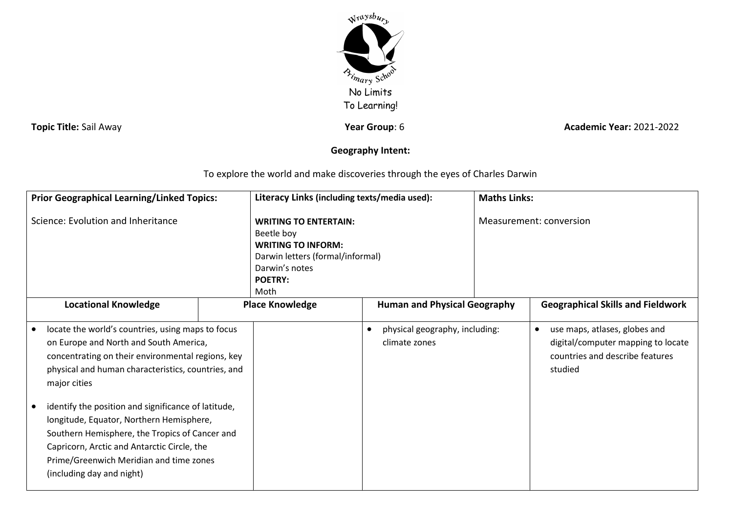Wraysbury Primary School

No Limits To Learning!

**Topic Title:** Sail Away **Year Group**: 6 **Academic Year:** 2021-2022

## Geography Intent:

To explore the world and make discoveries through the eyes of Charles Darwin

| Prior Geographical Learning/Linked Topics: | Literacy Links (including texts/media used): | Maths Links: |
|---|---|---|
| Science: Evolution and Inheritance | **WRITING TO ENTERTAIN:**<br>Beetle boy<br>**WRITING TO INFORM:**<br>Darwin letters (formal/informal)<br>Darwin's notes<br>**POETRY:**<br>Moth | Measurement: conversion |

| Locational Knowledge | Place Knowledge | Human and Physical Geography | Geographical Skills and Fieldwork |
|---|---|---|---|
| • locate the world's countries, using maps to focus on Europe and North and South America, concentrating on their environmental regions, key physical and human characteristics, countries, and major cities<br><br>• identify the position and significance of latitude, longitude, Equator, Northern Hemisphere, Southern Hemisphere, the Tropics of Cancer and Capricorn, Arctic and Antarctic Circle, the Prime/Greenwich Meridian and time zones (including day and night) | | • physical geography, including: climate zones | • use maps, atlases, globes and digital/computer mapping to locate countries and describe features studied |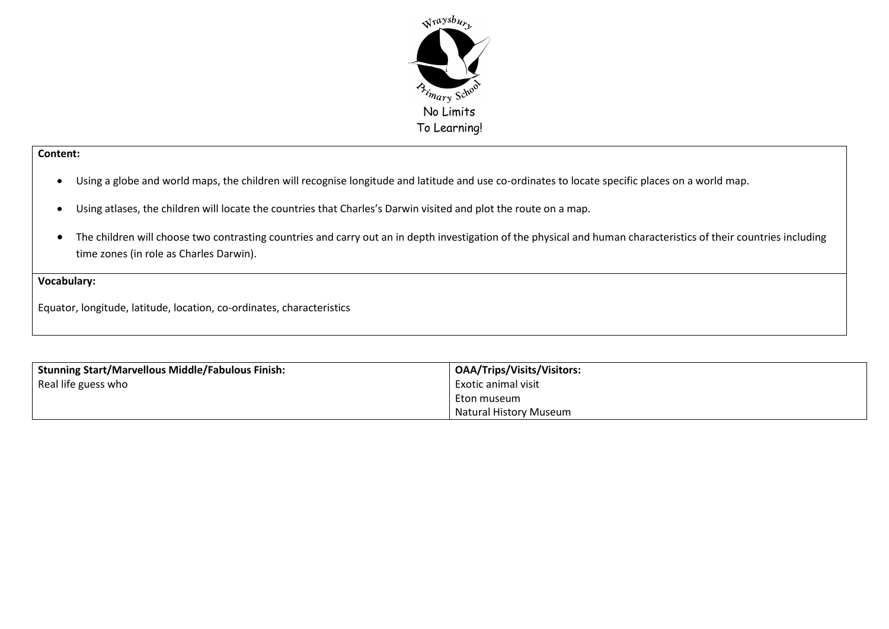Wraysbury Primary School

No Limits
To Learning!

| |
|---|
| **Content:** |
| • Using a globe and world maps, the children will recognise longitude and latitude and use co-ordinates to locate specific places on a world map.<br>• Using atlases, the children will locate the countries that Charles's Darwin visited and plot the route on a map.<br>• The children will choose two contrasting countries and carry out an in depth investigation of the physical and human characteristics of their countries including time zones (in role as Charles Darwin). |
| **Vocabulary:** |
| Equator, longitude, latitude, location, co-ordinates, characteristics |

| **Stunning Start/Marvellous Middle/Fabulous Finish:** | **OAA/Trips/Visits/Visitors:** |
|---|---|
| Real life guess who | Exotic animal visit<br>Eton museum<br>Natural History Museum |